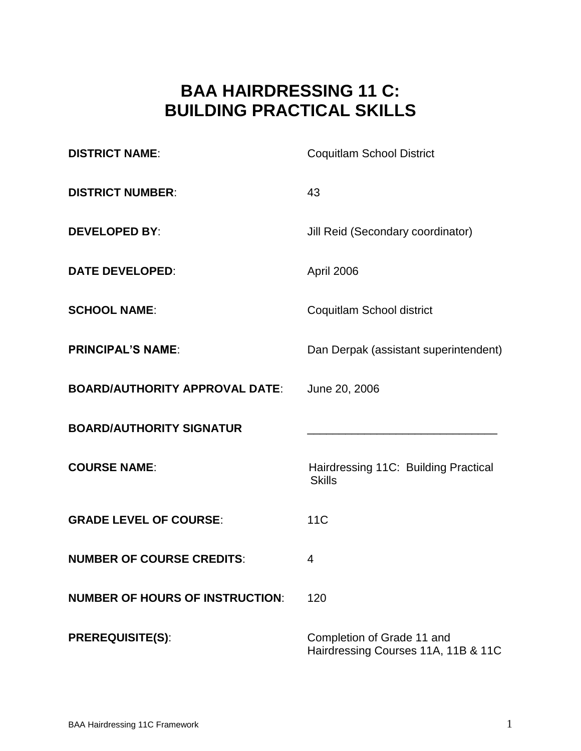# BAA HAIRDRESSING 11 C:
# BUILDING PRACTICAL SKILLS

| | |
|---|---|
| **DISTRICT NAME**: | Coquitlam School District |
| **DISTRICT NUMBER**: | 43 |
| **DEVELOPED BY**: | Jill Reid (Secondary coordinator) |
| **DATE DEVELOPED**: | April 2006 |
| **SCHOOL NAME**: | Coquitlam School district |
| **PRINCIPAL'S NAME**: | Dan Derpak (assistant superintendent) |
| **BOARD/AUTHORITY APPROVAL DATE**: | June 20, 2006 |
| **BOARD/AUTHORITY SIGNATUR** | ______________________________ |
| **COURSE NAME**: | Hairdressing 11C: Building Practical Skills |
| **GRADE LEVEL OF COURSE**: | 11C |
| **NUMBER OF COURSE CREDITS**: | 4 |
| **NUMBER OF HOURS OF INSTRUCTION**: | 120 |
| **PREREQUISITE(S)**: | Completion of Grade 11 and Hairdressing Courses 11A, 11B & 11C |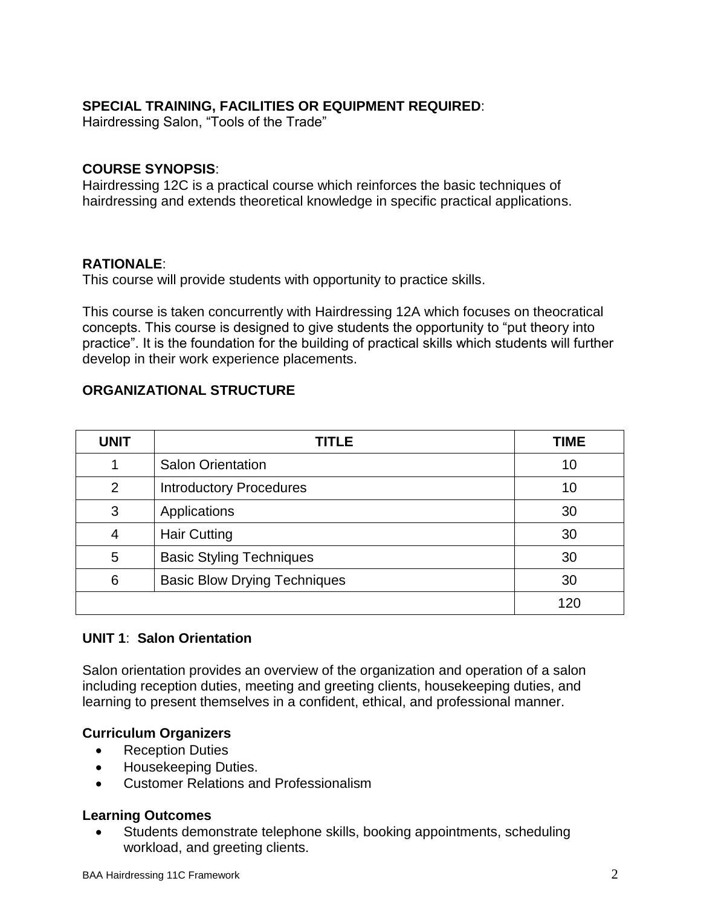**SPECIAL TRAINING, FACILITIES OR EQUIPMENT REQUIRED**:
Hairdressing Salon, “Tools of the Trade”

**COURSE SYNOPSIS**:
Hairdressing 12C is a practical course which reinforces the basic techniques of hairdressing and extends theoretical knowledge in specific practical applications.

**RATIONALE**:
This course will provide students with opportunity to practice skills.

This course is taken concurrently with Hairdressing 12A which focuses on theocratical concepts. This course is designed to give students the opportunity to “put theory into practice”. It is the foundation for the building of practical skills which students will further develop in their work experience placements.

**ORGANIZATIONAL STRUCTURE**

| UNIT | TITLE | TIME |
|---|---|---|
| 1 | Salon Orientation | 10 |
| 2 | Introductory Procedures | 10 |
| 3 | Applications | 30 |
| 4 | Hair Cutting | 30 |
| 5 | Basic Styling Techniques | 30 |
| 6 | Basic Blow Drying Techniques | 30 |
| | | 120 |

**UNIT 1**: **Salon Orientation**

Salon orientation provides an overview of the organization and operation of a salon including reception duties, meeting and greeting clients, housekeeping duties, and learning to present themselves in a confident, ethical, and professional manner.

**Curriculum Organizers**

- Reception Duties
- Housekeeping Duties.
- Customer Relations and Professionalism

**Learning Outcomes**

- Students demonstrate telephone skills, booking appointments, scheduling workload, and greeting clients.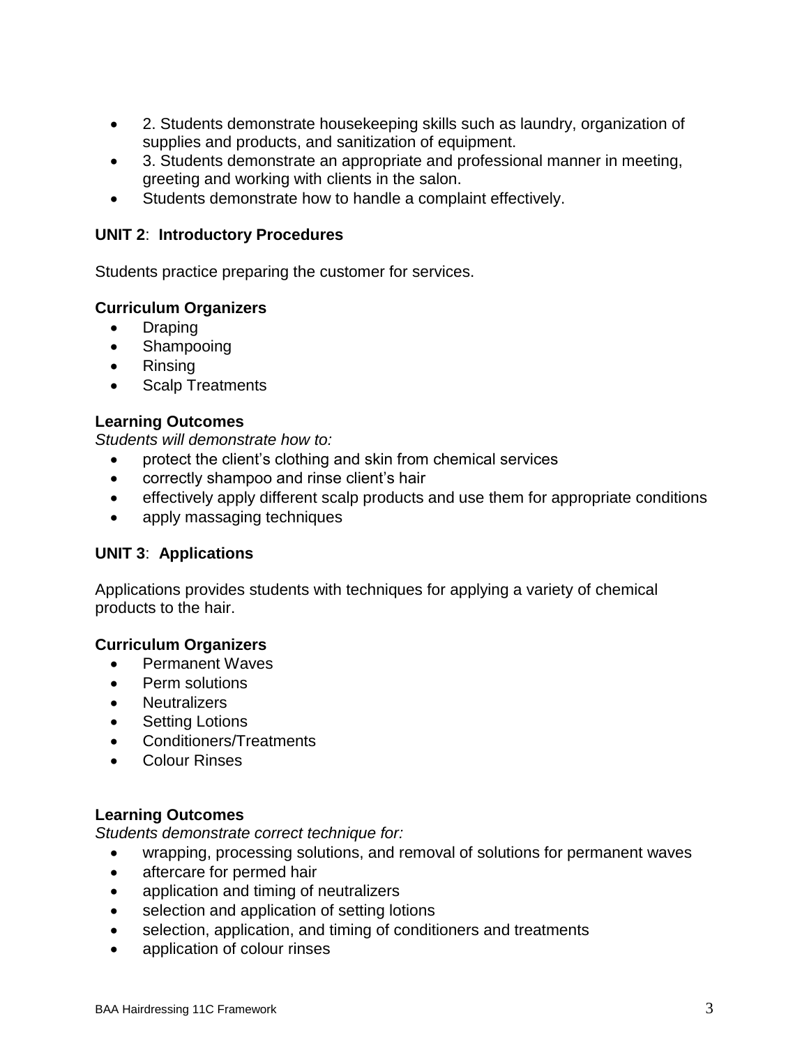- 2. Students demonstrate housekeeping skills such as laundry, organization of supplies and products, and sanitization of equipment.
- 3. Students demonstrate an appropriate and professional manner in meeting, greeting and working with clients in the salon.
- Students demonstrate how to handle a complaint effectively.

**UNIT 2**: **Introductory Procedures**

Students practice preparing the customer for services.

**Curriculum Organizers**

- Draping
- Shampooing
- Rinsing
- Scalp Treatments

**Learning Outcomes**

*Students will demonstrate how to:*

- protect the client's clothing and skin from chemical services
- correctly shampoo and rinse client's hair
- effectively apply different scalp products and use them for appropriate conditions
- apply massaging techniques

**UNIT 3**: **Applications**

Applications provides students with techniques for applying a variety of chemical products to the hair.

**Curriculum Organizers**

- Permanent Waves
- Perm solutions
- Neutralizers
- Setting Lotions
- Conditioners/Treatments
- Colour Rinses

**Learning Outcomes**

*Students demonstrate correct technique for:*

- wrapping, processing solutions, and removal of solutions for permanent waves
- aftercare for permed hair
- application and timing of neutralizers
- selection and application of setting lotions
- selection, application, and timing of conditioners and treatments
- application of colour rinses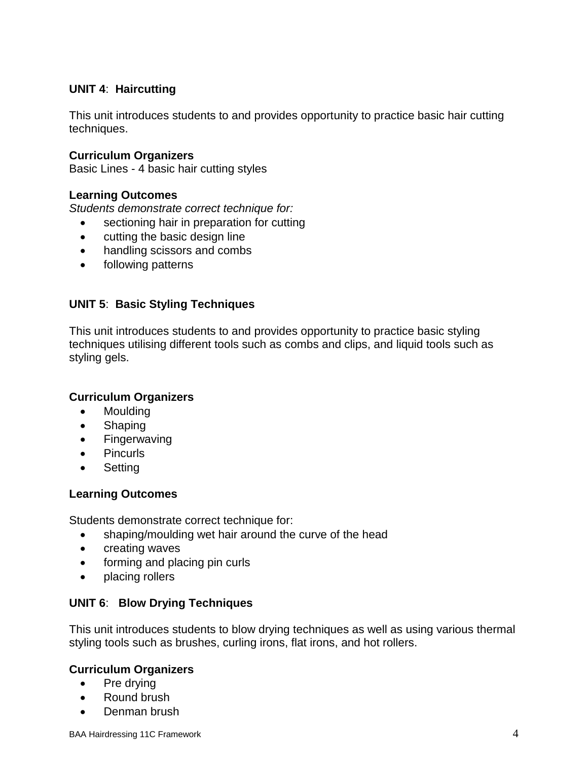## **UNIT 4**: **Haircutting**

This unit introduces students to and provides opportunity to practice basic hair cutting techniques.

**Curriculum Organizers**
Basic Lines - 4 basic hair cutting styles

**Learning Outcomes**
*Students demonstrate correct technique for:*

- sectioning hair in preparation for cutting
- cutting the basic design line
- handling scissors and combs
- following patterns

## **UNIT 5**: **Basic Styling Techniques**

This unit introduces students to and provides opportunity to practice basic styling techniques utilising different tools such as combs and clips, and liquid tools such as styling gels.

**Curriculum Organizers**

- Moulding
- Shaping
- Fingerwaving
- Pincurls
- Setting

**Learning Outcomes**

Students demonstrate correct technique for:

- shaping/moulding wet hair around the curve of the head
- creating waves
- forming and placing pin curls
- placing rollers

## **UNIT 6**: **Blow Drying Techniques**

This unit introduces students to blow drying techniques as well as using various thermal styling tools such as brushes, curling irons, flat irons, and hot rollers.

**Curriculum Organizers**

- Pre drying
- Round brush
- Denman brush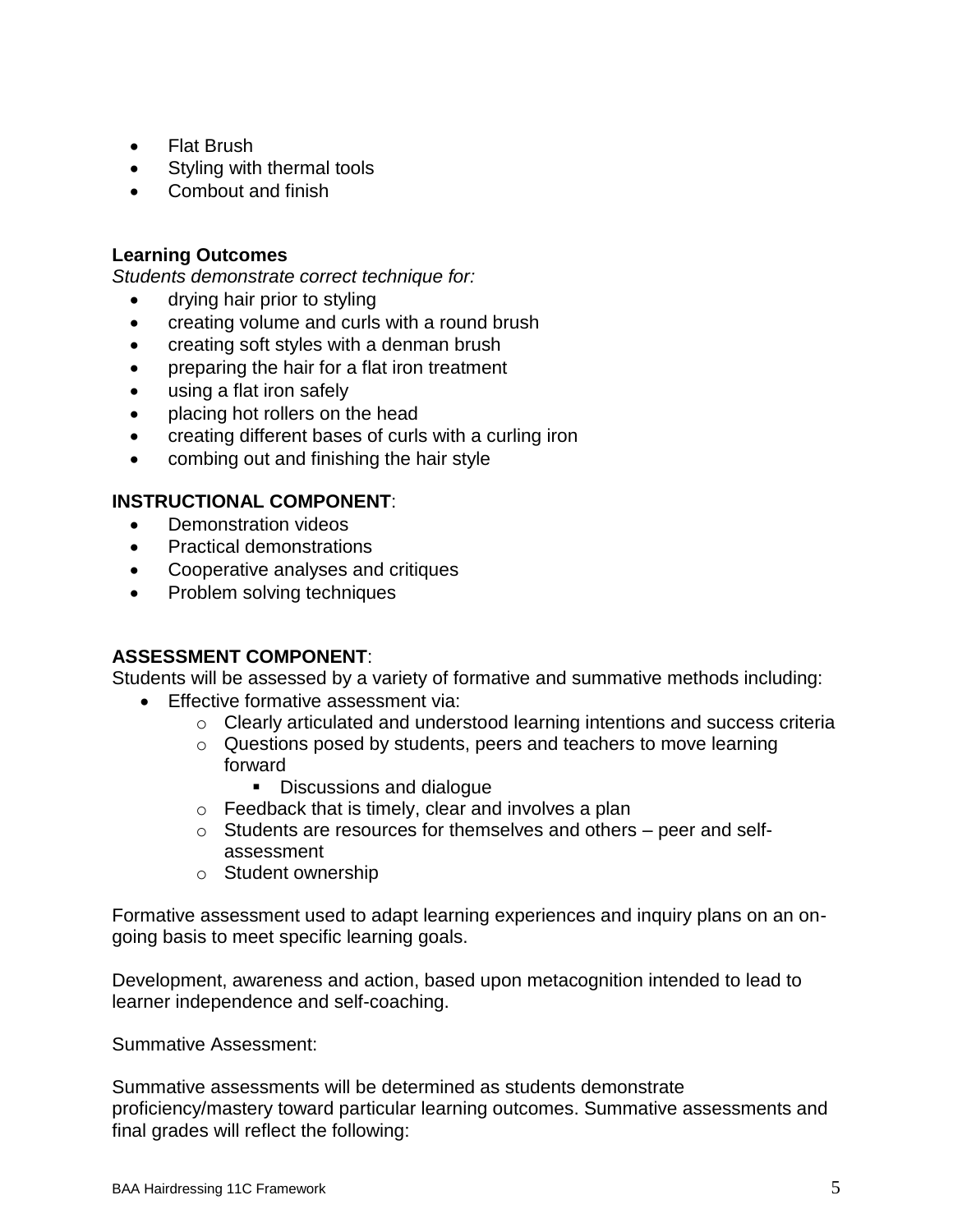- Flat Brush
- Styling with thermal tools
- Combout and finish

**Learning Outcomes**

*Students demonstrate correct technique for:*

- drying hair prior to styling
- creating volume and curls with a round brush
- creating soft styles with a denman brush
- preparing the hair for a flat iron treatment
- using a flat iron safely
- placing hot rollers on the head
- creating different bases of curls with a curling iron
- combing out and finishing the hair style

**INSTRUCTIONAL COMPONENT**:

- Demonstration videos
- Practical demonstrations
- Cooperative analyses and critiques
- Problem solving techniques

**ASSESSMENT COMPONENT**:

Students will be assessed by a variety of formative and summative methods including:

- Effective formative assessment via:
  - Clearly articulated and understood learning intentions and success criteria
  - Questions posed by students, peers and teachers to move learning forward
    - Discussions and dialogue
  - Feedback that is timely, clear and involves a plan
  - Students are resources for themselves and others – peer and self-assessment
  - Student ownership

Formative assessment used to adapt learning experiences and inquiry plans on an on-going basis to meet specific learning goals.

Development, awareness and action, based upon metacognition intended to lead to learner independence and self-coaching.

Summative Assessment:

Summative assessments will be determined as students demonstrate proficiency/mastery toward particular learning outcomes. Summative assessments and final grades will reflect the following: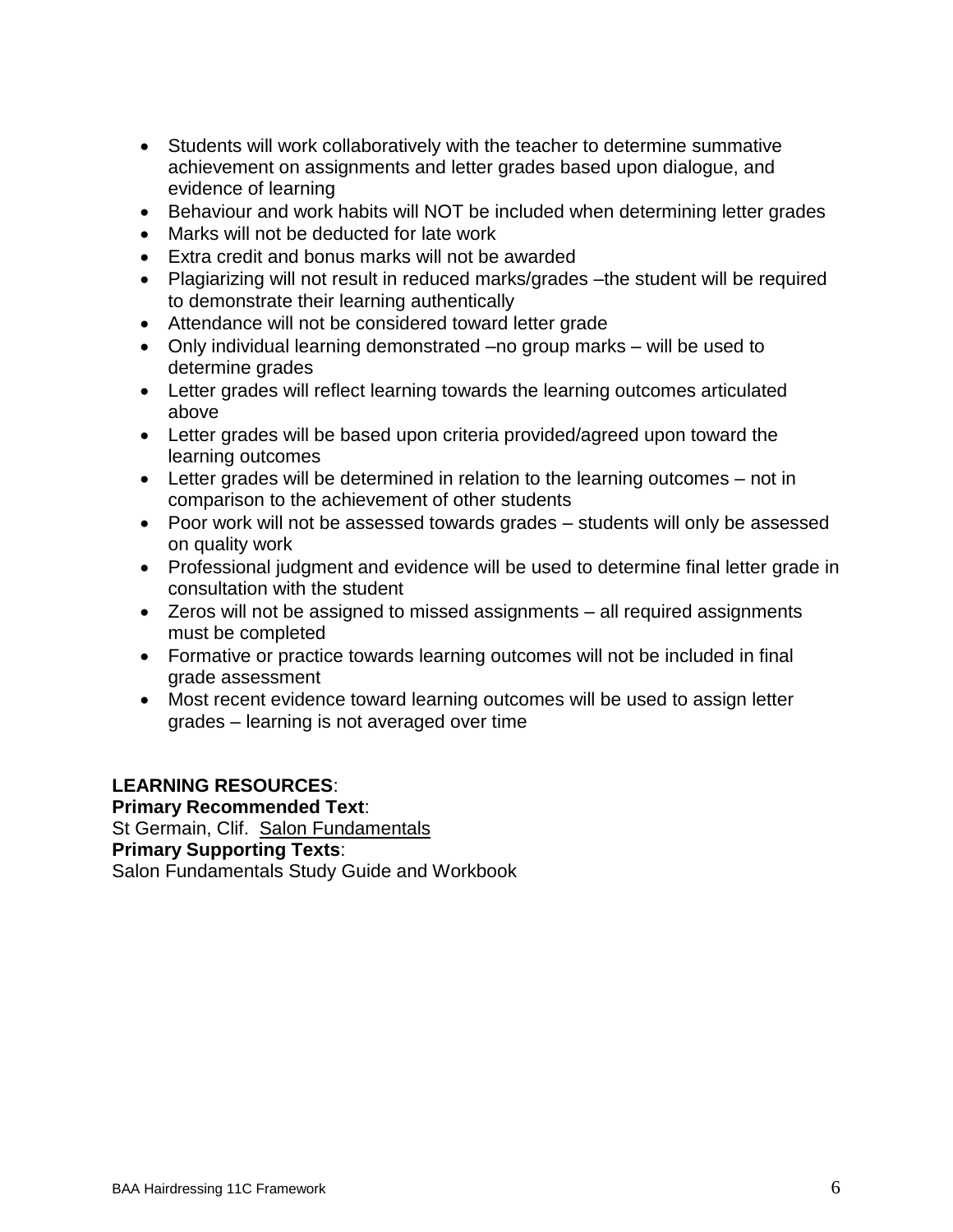- Students will work collaboratively with the teacher to determine summative achievement on assignments and letter grades based upon dialogue, and evidence of learning
- Behaviour and work habits will NOT be included when determining letter grades
- Marks will not be deducted for late work
- Extra credit and bonus marks will not be awarded
- Plagiarizing will not result in reduced marks/grades –the student will be required to demonstrate their learning authentically
- Attendance will not be considered toward letter grade
- Only individual learning demonstrated –no group marks – will be used to determine grades
- Letter grades will reflect learning towards the learning outcomes articulated above
- Letter grades will be based upon criteria provided/agreed upon toward the learning outcomes
- Letter grades will be determined in relation to the learning outcomes – not in comparison to the achievement of other students
- Poor work will not be assessed towards grades – students will only be assessed on quality work
- Professional judgment and evidence will be used to determine final letter grade in consultation with the student
- Zeros will not be assigned to missed assignments – all required assignments must be completed
- Formative or practice towards learning outcomes will not be included in final grade assessment
- Most recent evidence toward learning outcomes will be used to assign letter grades – learning is not averaged over time

**LEARNING RESOURCES**:
**Primary Recommended Text**:
St Germain, Clif. Salon Fundamentals
**Primary Supporting Texts**:
Salon Fundamentals Study Guide and Workbook